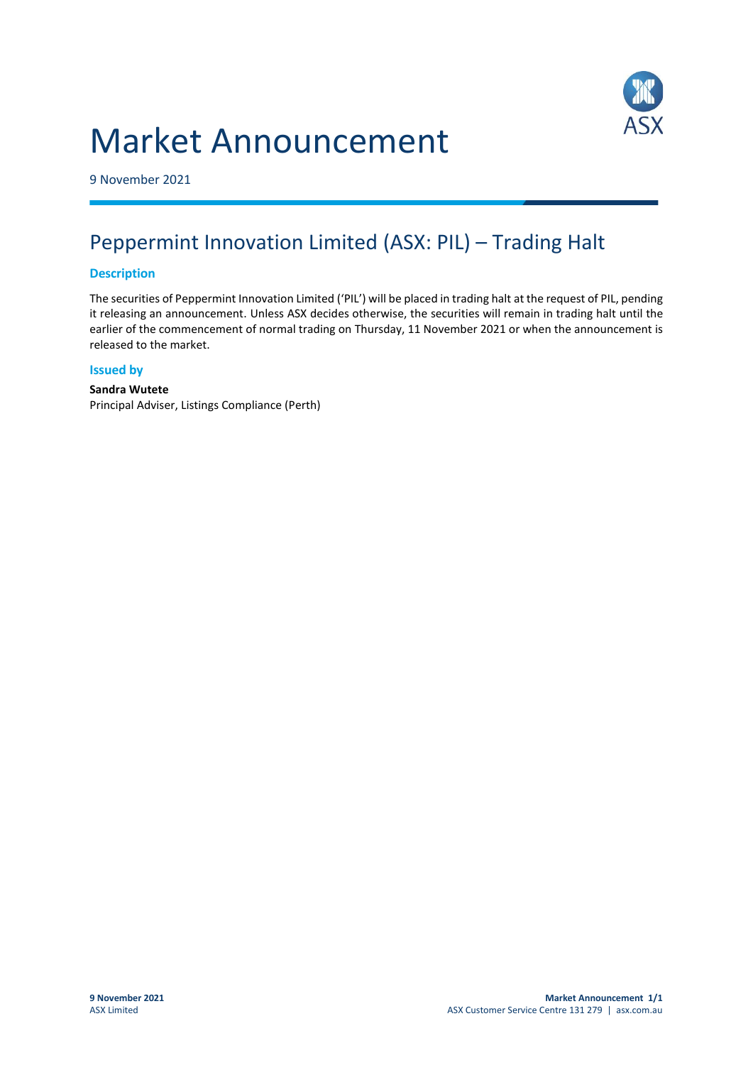# Market Announcement

9 November 2021

## Peppermint Innovation Limited (ASX: PIL) – Trading Halt

### Description

The securities of Peppermint Innovation Limited ('PIL') will be placed in trading halt at the request of PIL, pending it releasing an announcement. Unless ASX decides otherwise, the securities will remain in trading halt until the earlier of the commencement of normal trading on Thursday, 11 November 2021 or when the announcement is released to the market.

### Issued by

**Sandra Wutete**
Principal Adviser, Listings Compliance (Perth)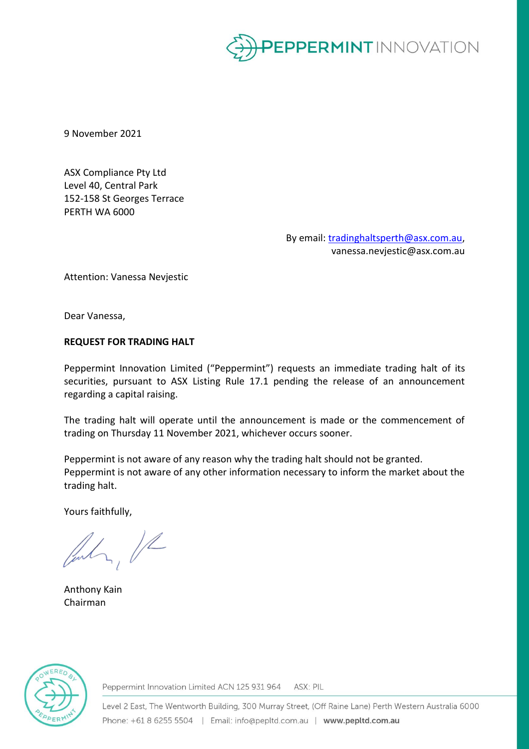9 November 2021

ASX Compliance Pty Ltd
Level 40, Central Park
152-158 St Georges Terrace
PERTH WA 6000

By email: tradinghaltsperth@asx.com.au, vanessa.nevjestic@asx.com.au

Attention: Vanessa Nevjestic

Dear Vanessa,

**REQUEST FOR TRADING HALT**

Peppermint Innovation Limited ("Peppermint") requests an immediate trading halt of its securities, pursuant to ASX Listing Rule 17.1 pending the release of an announcement regarding a capital raising.

The trading halt will operate until the announcement is made or the commencement of trading on Thursday 11 November 2021, whichever occurs sooner.

Peppermint is not aware of any reason why the trading halt should not be granted.
Peppermint is not aware of any other information necessary to inform the market about the trading halt.

Yours faithfully,

Anthony Kain
Chairman

Peppermint Innovation Limited ACN 125 931 964 ASX: PIL

Level 2 East, The Wentworth Building, 300 Murray Street, (Off Raine Lane) Perth Western Australia 6000
Phone: +61 8 6255 5504 | Email: info@pepltd.com.au | **www.pepltd.com.au**